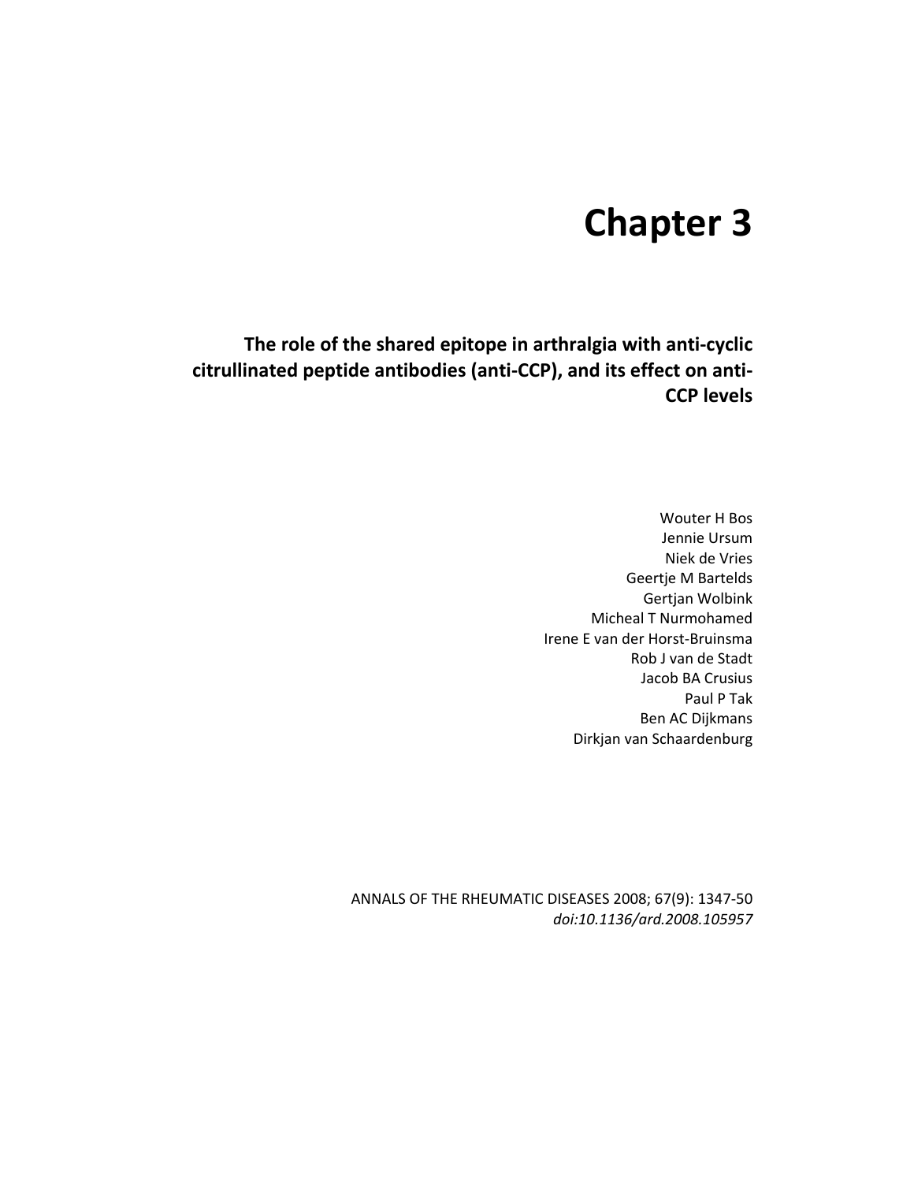# Chapter 3

## The role of the shared epitope in arthralgia with anti-cyclic citrullinated peptide antibodies (anti-CCP), and its effect on anti-CCP levels

Wouter H Bos
Jennie Ursum
Niek de Vries
Geertje M Bartelds
Gertjan Wolbink
Micheal T Nurmohamed
Irene E van der Horst-Bruinsma
Rob J van de Stadt
Jacob BA Crusius
Paul P Tak
Ben AC Dijkmans
Dirkjan van Schaardenburg

ANNALS OF THE RHEUMATIC DISEASES 2008; 67(9): 1347-50
*doi:10.1136/ard.2008.105957*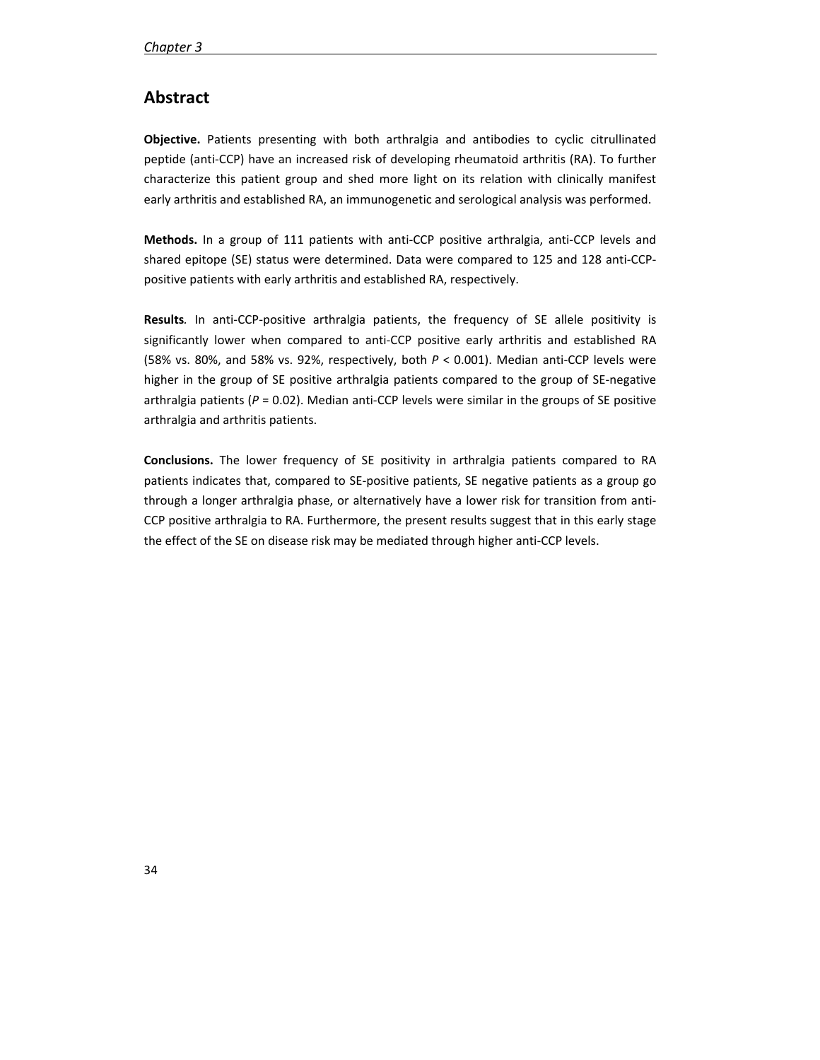## Abstract

**Objective.** Patients presenting with both arthralgia and antibodies to cyclic citrullinated peptide (anti-CCP) have an increased risk of developing rheumatoid arthritis (RA). To further characterize this patient group and shed more light on its relation with clinically manifest early arthritis and established RA, an immunogenetic and serological analysis was performed.

**Methods.** In a group of 111 patients with anti-CCP positive arthralgia, anti-CCP levels and shared epitope (SE) status were determined. Data were compared to 125 and 128 anti-CCP-positive patients with early arthritis and established RA, respectively.

**Results***.* In anti-CCP-positive arthralgia patients, the frequency of SE allele positivity is significantly lower when compared to anti-CCP positive early arthritis and established RA (58% vs. 80%, and 58% vs. 92%, respectively, both $P < 0.001$). Median anti-CCP levels were higher in the group of SE positive arthralgia patients compared to the group of SE-negative arthralgia patients ($P = 0.02$). Median anti-CCP levels were similar in the groups of SE positive arthralgia and arthritis patients.

**Conclusions.** The lower frequency of SE positivity in arthralgia patients compared to RA patients indicates that, compared to SE-positive patients, SE negative patients as a group go through a longer arthralgia phase, or alternatively have a lower risk for transition from anti-CCP positive arthralgia to RA. Furthermore, the present results suggest that in this early stage the effect of the SE on disease risk may be mediated through higher anti-CCP levels.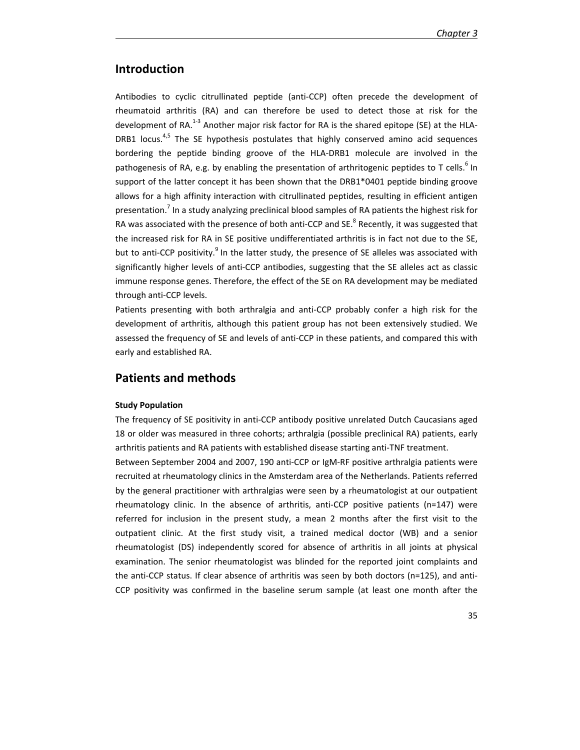## Introduction

Antibodies to cyclic citrullinated peptide (anti-CCP) often precede the development of rheumatoid arthritis (RA) and can therefore be used to detect those at risk for the development of RA.[1-3] Another major risk factor for RA is the shared epitope (SE) at the HLA-DRB1 locus.[4,5] The SE hypothesis postulates that highly conserved amino acid sequences bordering the peptide binding groove of the HLA-DRB1 molecule are involved in the pathogenesis of RA, e.g. by enabling the presentation of arthritogenic peptides to T cells.[6] In support of the latter concept it has been shown that the DRB1*0401 peptide binding groove allows for a high affinity interaction with citrullinated peptides, resulting in efficient antigen presentation.[7] In a study analyzing preclinical blood samples of RA patients the highest risk for RA was associated with the presence of both anti-CCP and SE.[8] Recently, it was suggested that the increased risk for RA in SE positive undifferentiated arthritis is in fact not due to the SE, but to anti-CCP positivity.[9] In the latter study, the presence of SE alleles was associated with significantly higher levels of anti-CCP antibodies, suggesting that the SE alleles act as classic immune response genes. Therefore, the effect of the SE on RA development may be mediated through anti-CCP levels.

Patients presenting with both arthralgia and anti-CCP probably confer a high risk for the development of arthritis, although this patient group has not been extensively studied. We assessed the frequency of SE and levels of anti-CCP in these patients, and compared this with early and established RA.

## Patients and methods

### Study Population

The frequency of SE positivity in anti-CCP antibody positive unrelated Dutch Caucasians aged 18 or older was measured in three cohorts; arthralgia (possible preclinical RA) patients, early arthritis patients and RA patients with established disease starting anti-TNF treatment.

Between September 2004 and 2007, 190 anti-CCP or IgM-RF positive arthralgia patients were recruited at rheumatology clinics in the Amsterdam area of the Netherlands. Patients referred by the general practitioner with arthralgias were seen by a rheumatologist at our outpatient rheumatology clinic. In the absence of arthritis, anti-CCP positive patients (n=147) were referred for inclusion in the present study, a mean 2 months after the first visit to the outpatient clinic. At the first study visit, a trained medical doctor (WB) and a senior rheumatologist (DS) independently scored for absence of arthritis in all joints at physical examination. The senior rheumatologist was blinded for the reported joint complaints and the anti-CCP status. If clear absence of arthritis was seen by both doctors (n=125), and anti-CCP positivity was confirmed in the baseline serum sample (at least one month after the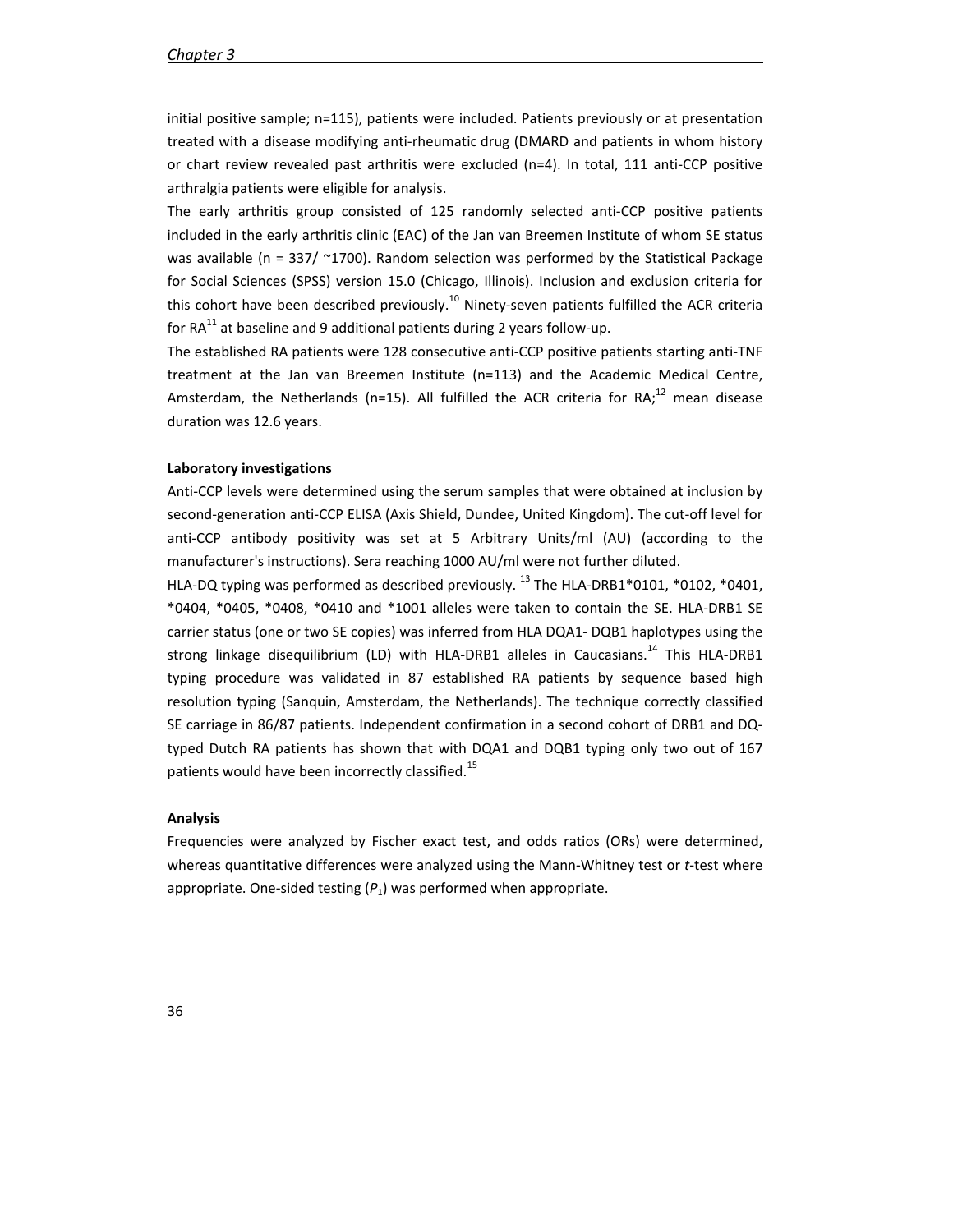initial positive sample; n=115), patients were included. Patients previously or at presentation treated with a disease modifying anti-rheumatic drug (DMARD and patients in whom history or chart review revealed past arthritis were excluded (n=4). In total, 111 anti-CCP positive arthralgia patients were eligible for analysis.

The early arthritis group consisted of 125 randomly selected anti-CCP positive patients included in the early arthritis clinic (EAC) of the Jan van Breemen Institute of whom SE status was available (n = 337/ ~1700). Random selection was performed by the Statistical Package for Social Sciences (SPSS) version 15.0 (Chicago, Illinois). Inclusion and exclusion criteria for this cohort have been described previously.[10] Ninety-seven patients fulfilled the ACR criteria for RA[11] at baseline and 9 additional patients during 2 years follow-up.

The established RA patients were 128 consecutive anti-CCP positive patients starting anti-TNF treatment at the Jan van Breemen Institute (n=113) and the Academic Medical Centre, Amsterdam, the Netherlands (n=15). All fulfilled the ACR criteria for RA;[12] mean disease duration was 12.6 years.

**Laboratory investigations**

Anti-CCP levels were determined using the serum samples that were obtained at inclusion by second-generation anti-CCP ELISA (Axis Shield, Dundee, United Kingdom). The cut-off level for anti-CCP antibody positivity was set at 5 Arbitrary Units/ml (AU) (according to the manufacturer's instructions). Sera reaching 1000 AU/ml were not further diluted.

HLA-DQ typing was performed as described previously.[13] The HLA-DRB1*0101, *0102, *0401, *0404, *0405, *0408, *0410 and *1001 alleles were taken to contain the SE. HLA-DRB1 SE carrier status (one or two SE copies) was inferred from HLA DQA1- DQB1 haplotypes using the strong linkage disequilibrium (LD) with HLA-DRB1 alleles in Caucasians.[14] This HLA-DRB1 typing procedure was validated in 87 established RA patients by sequence based high resolution typing (Sanquin, Amsterdam, the Netherlands). The technique correctly classified SE carriage in 86/87 patients. Independent confirmation in a second cohort of DRB1 and DQ-typed Dutch RA patients has shown that with DQA1 and DQB1 typing only two out of 167 patients would have been incorrectly classified.[15]

**Analysis**

Frequencies were analyzed by Fischer exact test, and odds ratios (ORs) were determined, whereas quantitative differences were analyzed using the Mann-Whitney test or *t*-test where appropriate. One-sided testing ($P_1$) was performed when appropriate.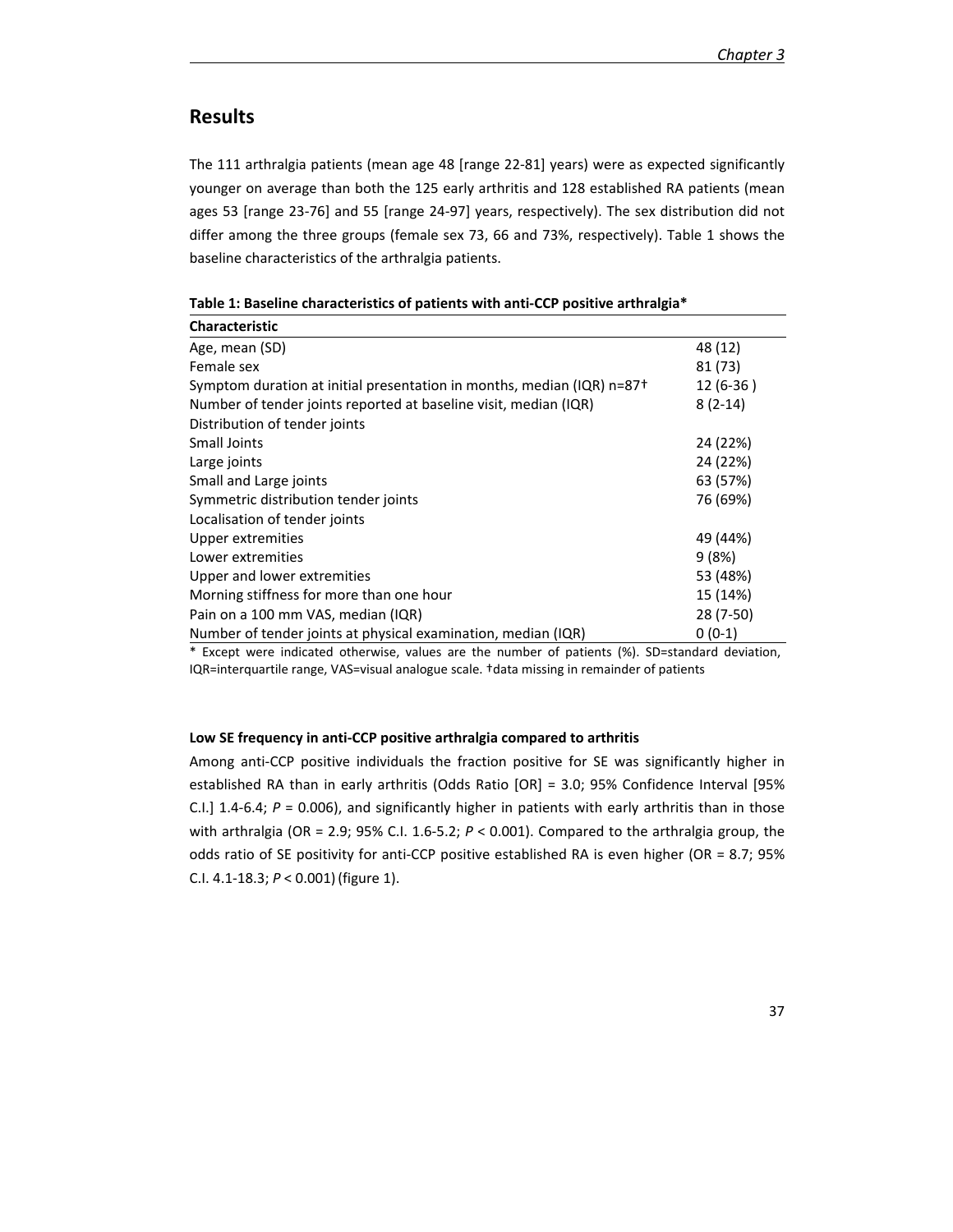## Results

The 111 arthralgia patients (mean age 48 [range 22-81] years) were as expected significantly younger on average than both the 125 early arthritis and 128 established RA patients (mean ages 53 [range 23-76] and 55 [range 24-97] years, respectively). The sex distribution did not differ among the three groups (female sex 73, 66 and 73%, respectively). Table 1 shows the baseline characteristics of the arthralgia patients.

**Table 1: Baseline characteristics of patients with anti-CCP positive arthralgia***

| Characteristic | |
|---|---|
| Age, mean (SD) | 48 (12) |
| Female sex | 81 (73) |
| Symptom duration at initial presentation in months, median (IQR) n=87† | 12 (6-36 ) |
| Number of tender joints reported at baseline visit, median (IQR) | 8 (2-14) |
| Distribution of tender joints | |
| Small Joints | 24 (22%) |
| Large joints | 24 (22%) |
| Small and Large joints | 63 (57%) |
| Symmetric distribution tender joints | 76 (69%) |
| Localisation of tender joints | |
| Upper extremities | 49 (44%) |
| Lower extremities | 9 (8%) |
| Upper and lower extremities | 53 (48%) |
| Morning stiffness for more than one hour | 15 (14%) |
| Pain on a 100 mm VAS, median (IQR) | 28 (7-50) |
| Number of tender joints at physical examination, median (IQR) | 0 (0-1) |

* Except were indicated otherwise, values are the number of patients (%). SD=standard deviation, IQR=interquartile range, VAS=visual analogue scale. †data missing in remainder of patients

#### Low SE frequency in anti-CCP positive arthralgia compared to arthritis

Among anti-CCP positive individuals the fraction positive for SE was significantly higher in established RA than in early arthritis (Odds Ratio [OR] = 3.0; 95% Confidence Interval [95% C.I.] 1.4-6.4; $P = 0.006$), and significantly higher in patients with early arthritis than in those with arthralgia (OR = 2.9; 95% C.I. 1.6-5.2; $P < 0.001$). Compared to the arthralgia group, the odds ratio of SE positivity for anti-CCP positive established RA is even higher (OR = 8.7; 95% C.I. 4.1-18.3; $P < 0.001$) (figure 1).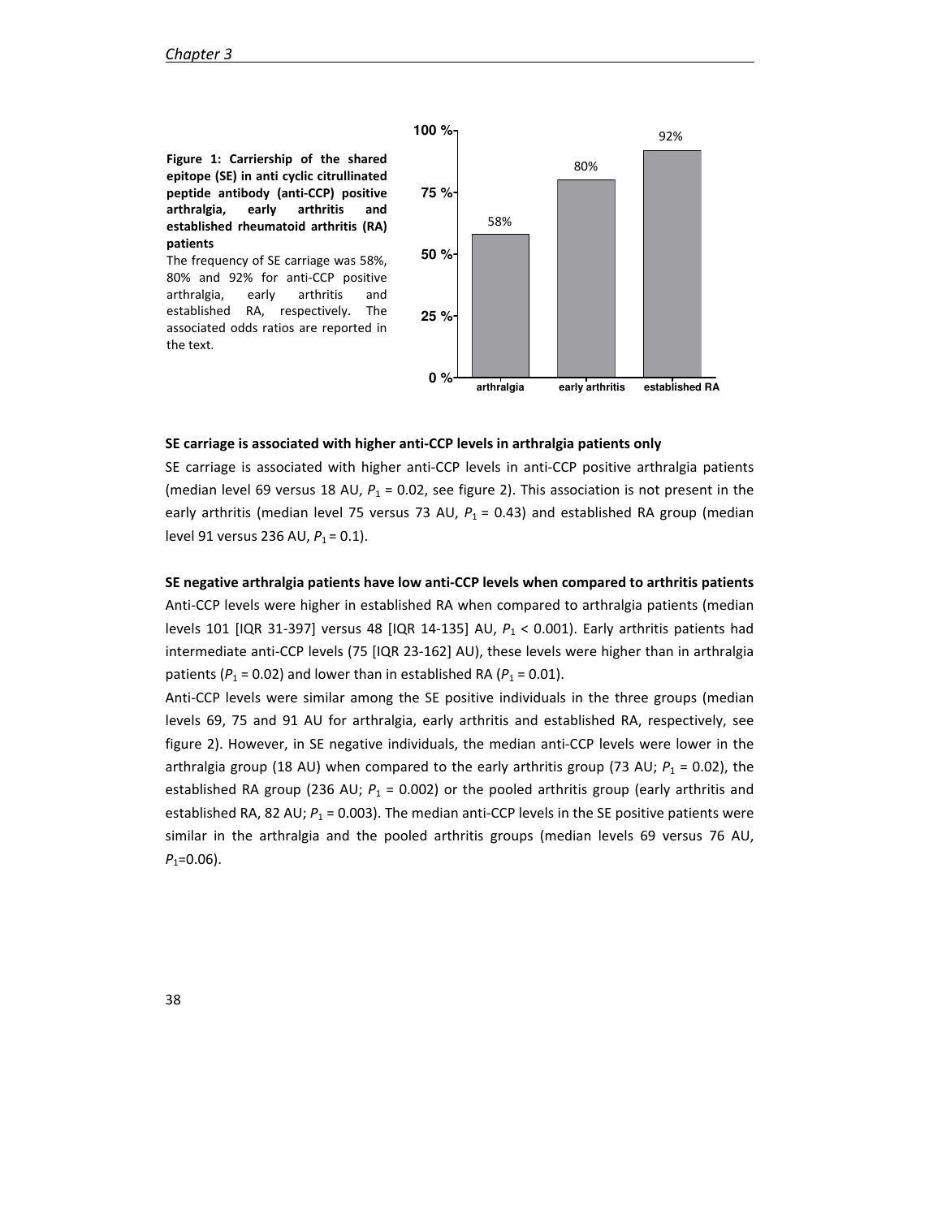**Figure 1: Carriership of the shared epitope (SE) in anti cyclic citrullinated peptide antibody (anti-CCP) positive arthralgia, early arthritis and established rheumatoid arthritis (RA) patients**

The frequency of SE carriage was 58%, 80% and 92% for anti-CCP positive arthralgia, early arthritis and established RA, respectively. The associated odds ratios are reported in the text.

**SE carriage is associated with higher anti-CCP levels in arthralgia patients only**

SE carriage is associated with higher anti-CCP levels in anti-CCP positive arthralgia patients (median level 69 versus 18 AU, $P_1$ = 0.02, see figure 2). This association is not present in the early arthritis (median level 75 versus 73 AU, $P_1$ = 0.43) and established RA group (median level 91 versus 236 AU, $P_1$ = 0.1).

**SE negative arthralgia patients have low anti-CCP levels when compared to arthritis patients**

Anti-CCP levels were higher in established RA when compared to arthralgia patients (median levels 101 [IQR 31-397] versus 48 [IQR 14-135] AU, $P_1$ < 0.001). Early arthritis patients had intermediate anti-CCP levels (75 [IQR 23-162] AU), these levels were higher than in arthralgia patients ($P_1$ = 0.02) and lower than in established RA ($P_1$ = 0.01).

Anti-CCP levels were similar among the SE positive individuals in the three groups (median levels 69, 75 and 91 AU for arthralgia, early arthritis and established RA, respectively, see figure 2). However, in SE negative individuals, the median anti-CCP levels were lower in the arthralgia group (18 AU) when compared to the early arthritis group (73 AU; $P_1$ = 0.02), the established RA group (236 AU; $P_1$ = 0.002) or the pooled arthritis group (early arthritis and established RA, 82 AU; $P_1$ = 0.003). The median anti-CCP levels in the SE positive patients were similar in the arthralgia and the pooled arthritis groups (median levels 69 versus 76 AU, $P_1$=0.06).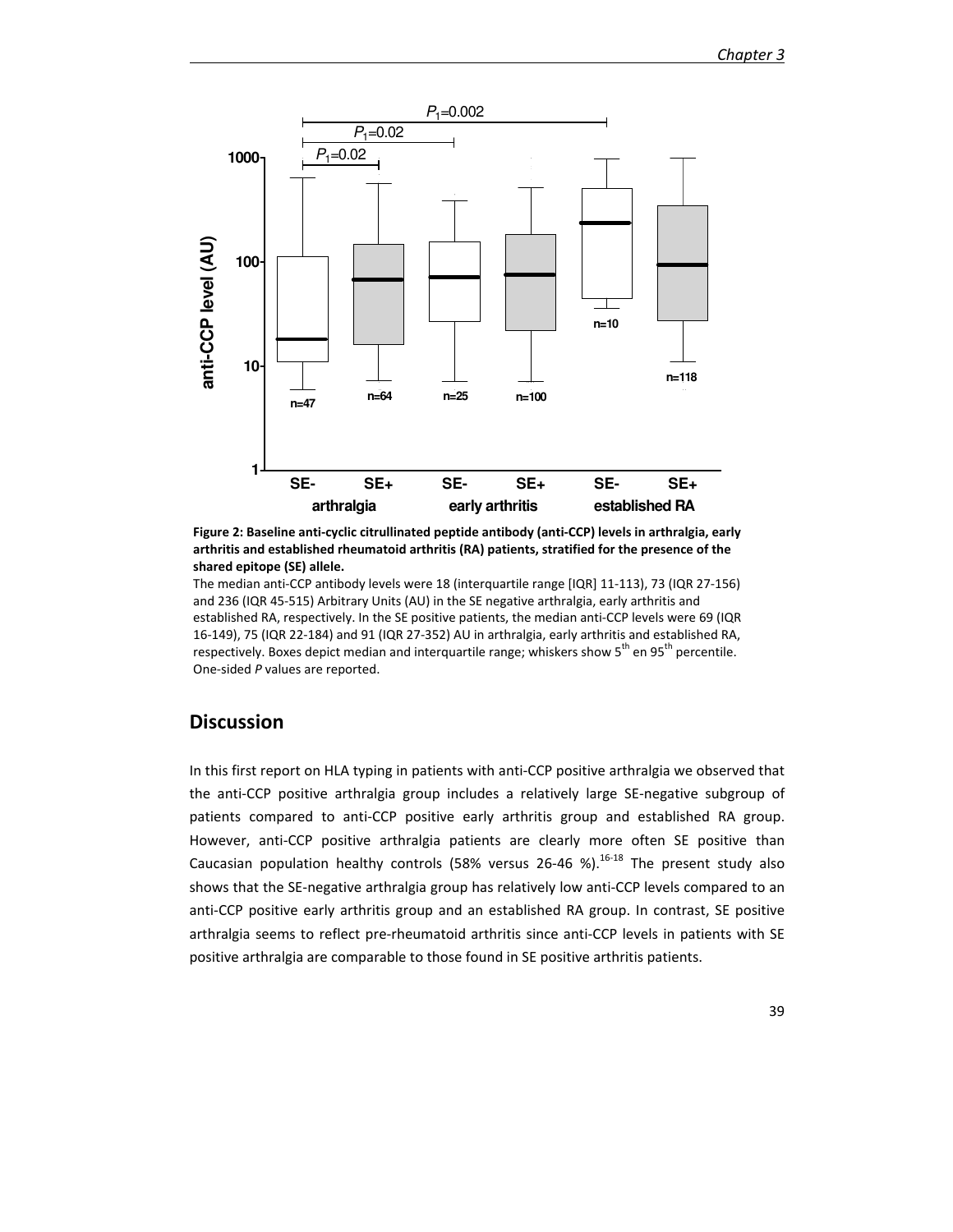**Figure 2: Baseline anti-cyclic citrullinated peptide antibody (anti-CCP) levels in arthralgia, early arthritis and established rheumatoid arthritis (RA) patients, stratified for the presence of the shared epitope (SE) allele.**

The median anti-CCP antibody levels were 18 (interquartile range [IQR] 11-113), 73 (IQR 27-156) and 236 (IQR 45-515) Arbitrary Units (AU) in the SE negative arthralgia, early arthritis and established RA, respectively. In the SE positive patients, the median anti-CCP levels were 69 (IQR 16-149), 75 (IQR 22-184) and 91 (IQR 27-352) AU in arthralgia, early arthritis and established RA, respectively. Boxes depict median and interquartile range; whiskers show 5th en 95th percentile. One-sided *P* values are reported.

## Discussion

In this first report on HLA typing in patients with anti-CCP positive arthralgia we observed that the anti-CCP positive arthralgia group includes a relatively large SE-negative subgroup of patients compared to anti-CCP positive early arthritis group and established RA group. However, anti-CCP positive arthralgia patients are clearly more often SE positive than Caucasian population healthy controls (58% versus 26-46 %).[16-18] The present study also shows that the SE-negative arthralgia group has relatively low anti-CCP levels compared to an anti-CCP positive early arthritis group and an established RA group. In contrast, SE positive arthralgia seems to reflect pre-rheumatoid arthritis since anti-CCP levels in patients with SE positive arthralgia are comparable to those found in SE positive arthritis patients.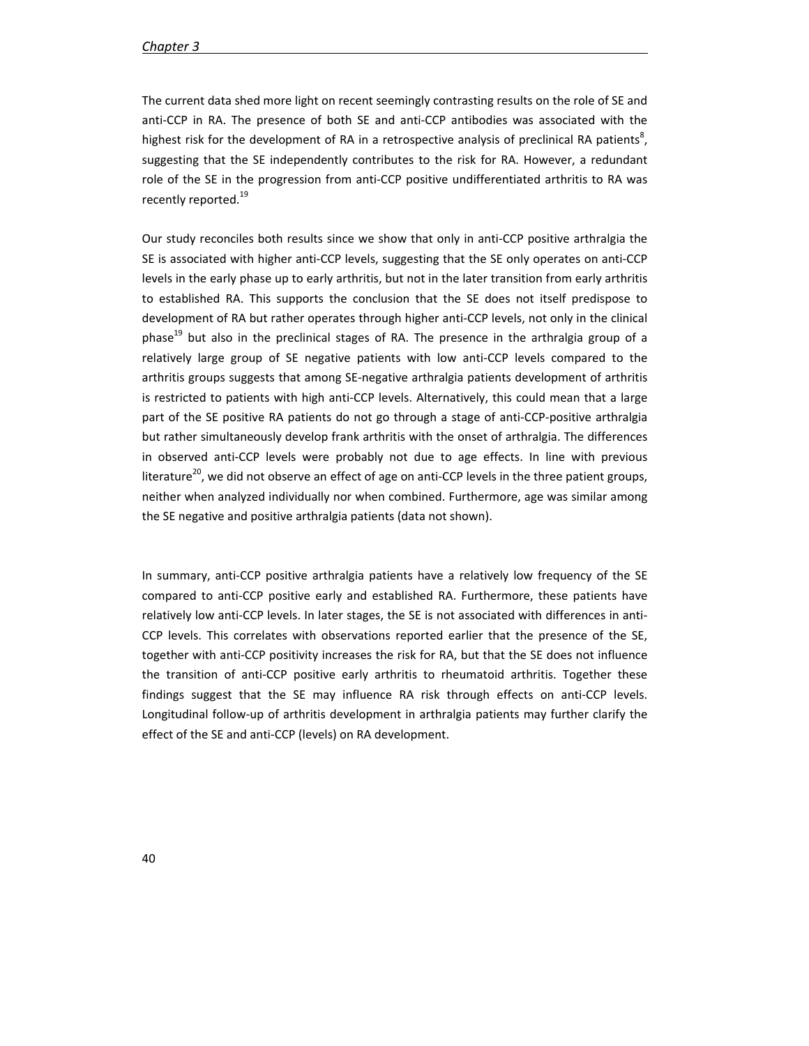The current data shed more light on recent seemingly contrasting results on the role of SE and anti-CCP in RA. The presence of both SE and anti-CCP antibodies was associated with the highest risk for the development of RA in a retrospective analysis of preclinical RA patients[8], suggesting that the SE independently contributes to the risk for RA. However, a redundant role of the SE in the progression from anti-CCP positive undifferentiated arthritis to RA was recently reported.[19]

Our study reconciles both results since we show that only in anti-CCP positive arthralgia the SE is associated with higher anti-CCP levels, suggesting that the SE only operates on anti-CCP levels in the early phase up to early arthritis, but not in the later transition from early arthritis to established RA. This supports the conclusion that the SE does not itself predispose to development of RA but rather operates through higher anti-CCP levels, not only in the clinical phase[19] but also in the preclinical stages of RA. The presence in the arthralgia group of a relatively large group of SE negative patients with low anti-CCP levels compared to the arthritis groups suggests that among SE-negative arthralgia patients development of arthritis is restricted to patients with high anti-CCP levels. Alternatively, this could mean that a large part of the SE positive RA patients do not go through a stage of anti-CCP-positive arthralgia but rather simultaneously develop frank arthritis with the onset of arthralgia. The differences in observed anti-CCP levels were probably not due to age effects. In line with previous literature[20], we did not observe an effect of age on anti-CCP levels in the three patient groups, neither when analyzed individually nor when combined. Furthermore, age was similar among the SE negative and positive arthralgia patients (data not shown).

In summary, anti-CCP positive arthralgia patients have a relatively low frequency of the SE compared to anti-CCP positive early and established RA. Furthermore, these patients have relatively low anti-CCP levels. In later stages, the SE is not associated with differences in anti-CCP levels. This correlates with observations reported earlier that the presence of the SE, together with anti-CCP positivity increases the risk for RA, but that the SE does not influence the transition of anti-CCP positive early arthritis to rheumatoid arthritis. Together these findings suggest that the SE may influence RA risk through effects on anti-CCP levels. Longitudinal follow-up of arthritis development in arthralgia patients may further clarify the effect of the SE and anti-CCP (levels) on RA development.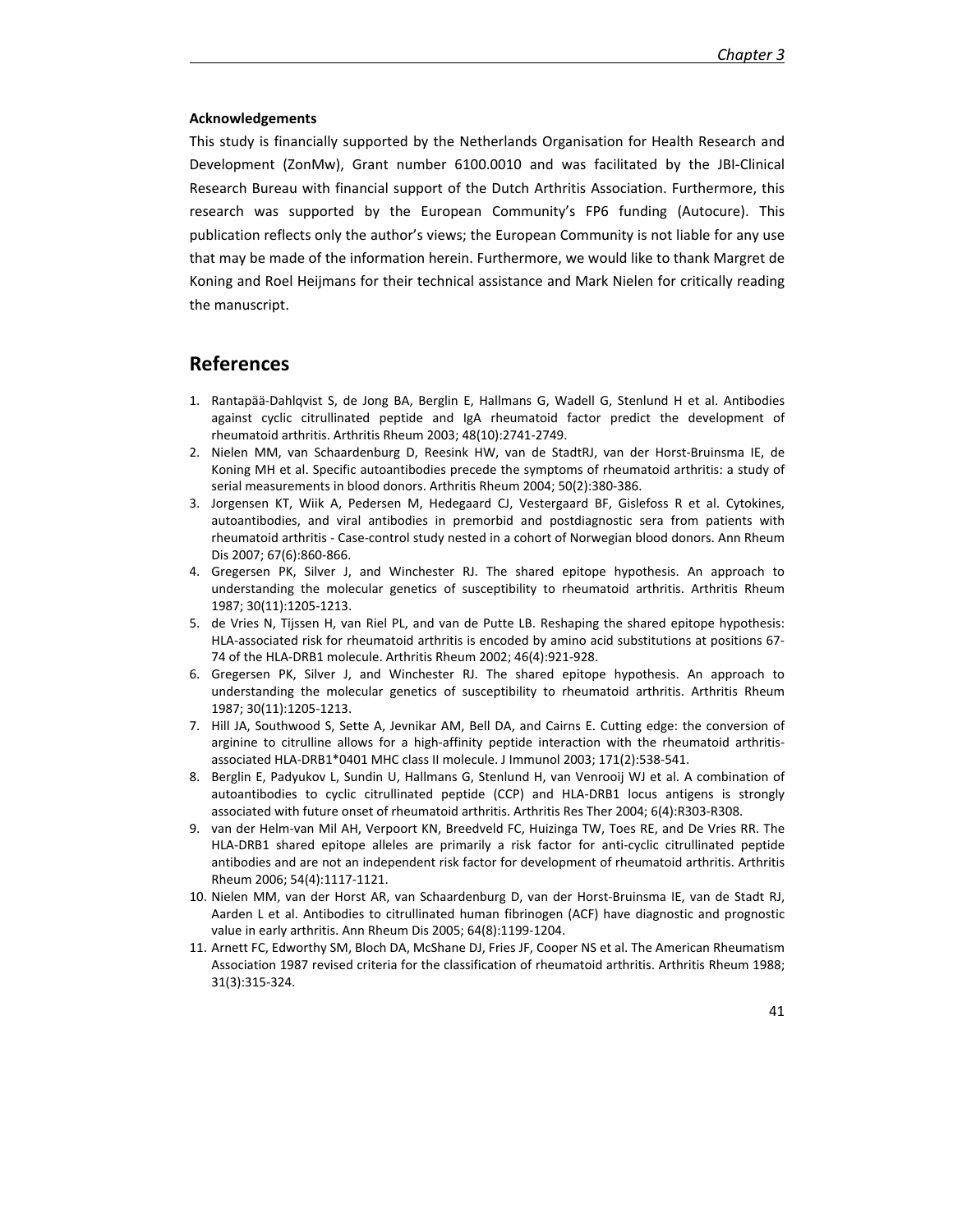#### Acknowledgements

This study is financially supported by the Netherlands Organisation for Health Research and Development (ZonMw), Grant number 6100.0010 and was facilitated by the JBI-Clinical Research Bureau with financial support of the Dutch Arthritis Association. Furthermore, this research was supported by the European Community's FP6 funding (Autocure). This publication reflects only the author's views; the European Community is not liable for any use that may be made of the information herein. Furthermore, we would like to thank Margret de Koning and Roel Heijmans for their technical assistance and Mark Nielen for critically reading the manuscript.

## References

1. Rantapää-Dahlqvist S, de Jong BA, Berglin E, Hallmans G, Wadell G, Stenlund H et al. Antibodies against cyclic citrullinated peptide and IgA rheumatoid factor predict the development of rheumatoid arthritis. Arthritis Rheum 2003; 48(10):2741-2749.
2. Nielen MM, van Schaardenburg D, Reesink HW, van de StadtRJ, van der Horst-Bruinsma IE, de Koning MH et al. Specific autoantibodies precede the symptoms of rheumatoid arthritis: a study of serial measurements in blood donors. Arthritis Rheum 2004; 50(2):380-386.
3. Jorgensen KT, Wiik A, Pedersen M, Hedegaard CJ, Vestergaard BF, Gislefoss R et al. Cytokines, autoantibodies, and viral antibodies in premorbid and postdiagnostic sera from patients with rheumatoid arthritis - Case-control study nested in a cohort of Norwegian blood donors. Ann Rheum Dis 2007; 67(6):860-866.
4. Gregersen PK, Silver J, and Winchester RJ. The shared epitope hypothesis. An approach to understanding the molecular genetics of susceptibility to rheumatoid arthritis. Arthritis Rheum 1987; 30(11):1205-1213.
5. de Vries N, Tijssen H, van Riel PL, and van de Putte LB. Reshaping the shared epitope hypothesis: HLA-associated risk for rheumatoid arthritis is encoded by amino acid substitutions at positions 67-74 of the HLA-DRB1 molecule. Arthritis Rheum 2002; 46(4):921-928.
6. Gregersen PK, Silver J, and Winchester RJ. The shared epitope hypothesis. An approach to understanding the molecular genetics of susceptibility to rheumatoid arthritis. Arthritis Rheum 1987; 30(11):1205-1213.
7. Hill JA, Southwood S, Sette A, Jevnikar AM, Bell DA, and Cairns E. Cutting edge: the conversion of arginine to citrulline allows for a high-affinity peptide interaction with the rheumatoid arthritis-associated HLA-DRB1*0401 MHC class II molecule. J Immunol 2003; 171(2):538-541.
8. Berglin E, Padyukov L, Sundin U, Hallmans G, Stenlund H, van Venrooij WJ et al. A combination of autoantibodies to cyclic citrullinated peptide (CCP) and HLA-DRB1 locus antigens is strongly associated with future onset of rheumatoid arthritis. Arthritis Res Ther 2004; 6(4):R303-R308.
9. van der Helm-van Mil AH, Verpoort KN, Breedveld FC, Huizinga TW, Toes RE, and De Vries RR. The HLA-DRB1 shared epitope alleles are primarily a risk factor for anti-cyclic citrullinated peptide antibodies and are not an independent risk factor for development of rheumatoid arthritis. Arthritis Rheum 2006; 54(4):1117-1121.
10. Nielen MM, van der Horst AR, van Schaardenburg D, van der Horst-Bruinsma IE, van de Stadt RJ, Aarden L et al. Antibodies to citrullinated human fibrinogen (ACF) have diagnostic and prognostic value in early arthritis. Ann Rheum Dis 2005; 64(8):1199-1204.
11. Arnett FC, Edworthy SM, Bloch DA, McShane DJ, Fries JF, Cooper NS et al. The American Rheumatism Association 1987 revised criteria for the classification of rheumatoid arthritis. Arthritis Rheum 1988; 31(3):315-324.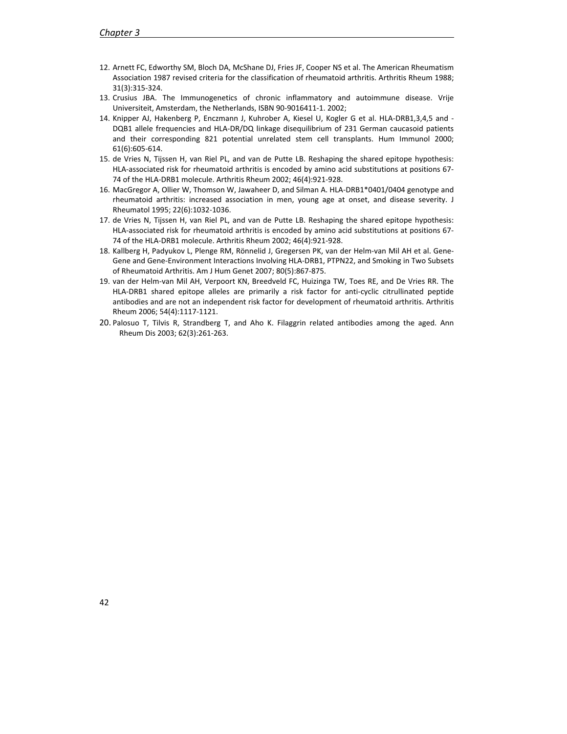12. Arnett FC, Edworthy SM, Bloch DA, McShane DJ, Fries JF, Cooper NS et al. The American Rheumatism Association 1987 revised criteria for the classification of rheumatoid arthritis. Arthritis Rheum 1988; 31(3):315-324.
13. Crusius JBA. The Immunogenetics of chronic inflammatory and autoimmune disease. Vrije Universiteit, Amsterdam, the Netherlands, ISBN 90-9016411-1. 2002;
14. Knipper AJ, Hakenberg P, Enczmann J, Kuhrober A, Kiesel U, Kogler G et al. HLA-DRB1,3,4,5 and -DQB1 allele frequencies and HLA-DR/DQ linkage disequilibrium of 231 German caucasoid patients and their corresponding 821 potential unrelated stem cell transplants. Hum Immunol 2000; 61(6):605-614.
15. de Vries N, Tijssen H, van Riel PL, and van de Putte LB. Reshaping the shared epitope hypothesis: HLA-associated risk for rheumatoid arthritis is encoded by amino acid substitutions at positions 67-74 of the HLA-DRB1 molecule. Arthritis Rheum 2002; 46(4):921-928.
16. MacGregor A, Ollier W, Thomson W, Jawaheer D, and Silman A. HLA-DRB1*0401/0404 genotype and rheumatoid arthritis: increased association in men, young age at onset, and disease severity. J Rheumatol 1995; 22(6):1032-1036.
17. de Vries N, Tijssen H, van Riel PL, and van de Putte LB. Reshaping the shared epitope hypothesis: HLA-associated risk for rheumatoid arthritis is encoded by amino acid substitutions at positions 67-74 of the HLA-DRB1 molecule. Arthritis Rheum 2002; 46(4):921-928.
18. Kallberg H, Padyukov L, Plenge RM, Rönnelid J, Gregersen PK, van der Helm-van Mil AH et al. Gene-Gene and Gene-Environment Interactions Involving HLA-DRB1, PTPN22, and Smoking in Two Subsets of Rheumatoid Arthritis. Am J Hum Genet 2007; 80(5):867-875.
19. van der Helm-van Mil AH, Verpoort KN, Breedveld FC, Huizinga TW, Toes RE, and De Vries RR. The HLA-DRB1 shared epitope alleles are primarily a risk factor for anti-cyclic citrullinated peptide antibodies and are not an independent risk factor for development of rheumatoid arthritis. Arthritis Rheum 2006; 54(4):1117-1121.
20. Palosuo T, Tilvis R, Strandberg T, and Aho K. Filaggrin related antibodies among the aged. Ann Rheum Dis 2003; 62(3):261-263.